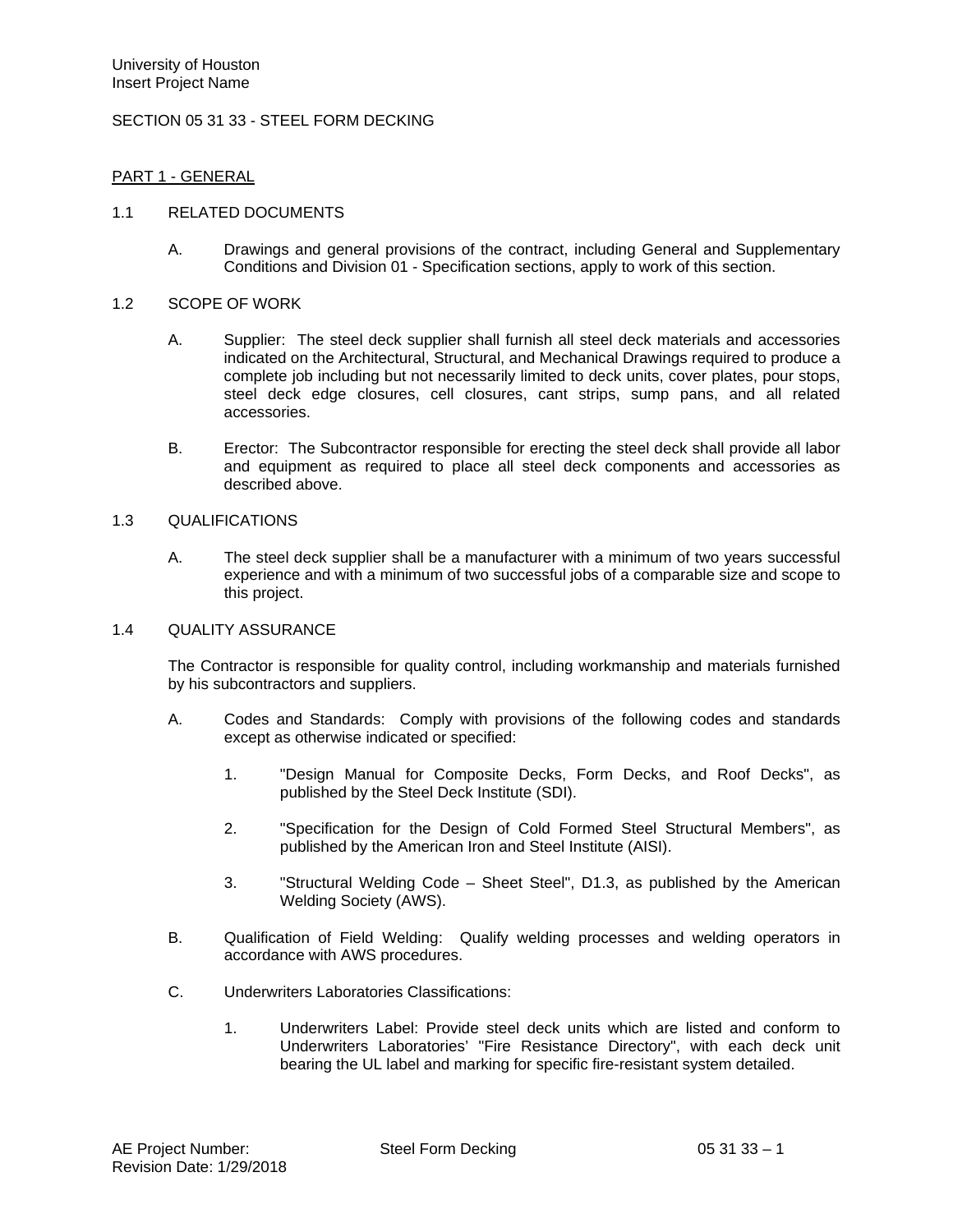University of Houston
Insert Project Name

# SECTION 05 31 33 - STEEL FORM DECKING

## PART 1 - GENERAL

### 1.1 RELATED DOCUMENTS

A. Drawings and general provisions of the contract, including General and Supplementary Conditions and Division 01 - Specification sections, apply to work of this section.

### 1.2 SCOPE OF WORK

A. Supplier: The steel deck supplier shall furnish all steel deck materials and accessories indicated on the Architectural, Structural, and Mechanical Drawings required to produce a complete job including but not necessarily limited to deck units, cover plates, pour stops, steel deck edge closures, cell closures, cant strips, sump pans, and all related accessories.

B. Erector: The Subcontractor responsible for erecting the steel deck shall provide all labor and equipment as required to place all steel deck components and accessories as described above.

### 1.3 QUALIFICATIONS

A. The steel deck supplier shall be a manufacturer with a minimum of two years successful experience and with a minimum of two successful jobs of a comparable size and scope to this project.

### 1.4 QUALITY ASSURANCE

The Contractor is responsible for quality control, including workmanship and materials furnished by his subcontractors and suppliers.

A. Codes and Standards: Comply with provisions of the following codes and standards except as otherwise indicated or specified:

1. "Design Manual for Composite Decks, Form Decks, and Roof Decks", as published by the Steel Deck Institute (SDI).

2. "Specification for the Design of Cold Formed Steel Structural Members", as published by the American Iron and Steel Institute (AISI).

3. "Structural Welding Code – Sheet Steel", D1.3, as published by the American Welding Society (AWS).

B. Qualification of Field Welding: Qualify welding processes and welding operators in accordance with AWS procedures.

C. Underwriters Laboratories Classifications:

1. Underwriters Label: Provide steel deck units which are listed and conform to Underwriters Laboratories' "Fire Resistance Directory", with each deck unit bearing the UL label and marking for specific fire-resistant system detailed.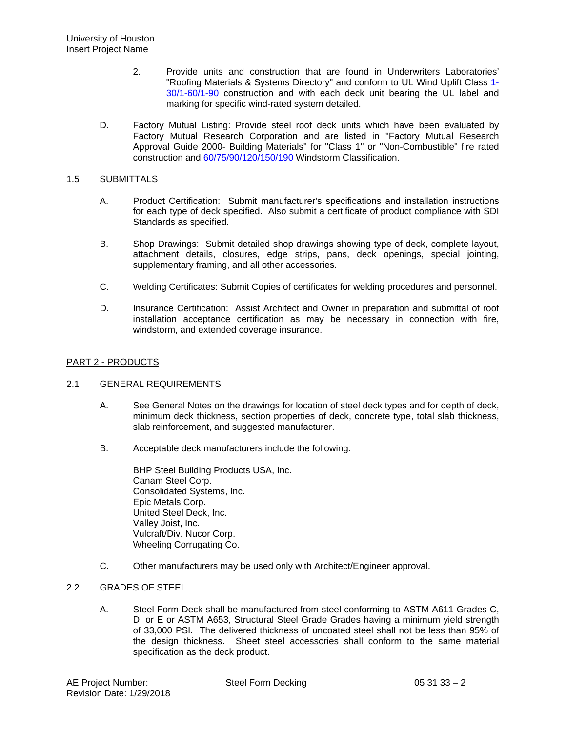2. Provide units and construction that are found in Underwriters Laboratories' "Roofing Materials & Systems Directory" and conform to UL Wind Uplift Class 1-30/1-60/1-90 construction and with each deck unit bearing the UL label and marking for specific wind-rated system detailed.

D. Factory Mutual Listing: Provide steel roof deck units which have been evaluated by Factory Mutual Research Corporation and are listed in "Factory Mutual Research Approval Guide 2000- Building Materials" for "Class 1" or "Non-Combustible" fire rated construction and 60/75/90/120/150/190 Windstorm Classification.

## 1.5 SUBMITTALS

A. Product Certification: Submit manufacturer's specifications and installation instructions for each type of deck specified. Also submit a certificate of product compliance with SDI Standards as specified.

B. Shop Drawings: Submit detailed shop drawings showing type of deck, complete layout, attachment details, closures, edge strips, pans, deck openings, special jointing, supplementary framing, and all other accessories.

C. Welding Certificates: Submit Copies of certificates for welding procedures and personnel.

D. Insurance Certification: Assist Architect and Owner in preparation and submittal of roof installation acceptance certification as may be necessary in connection with fire, windstorm, and extended coverage insurance.

## PART 2 - PRODUCTS

## 2.1 GENERAL REQUIREMENTS

A. See General Notes on the drawings for location of steel deck types and for depth of deck, minimum deck thickness, section properties of deck, concrete type, total slab thickness, slab reinforcement, and suggested manufacturer.

B. Acceptable deck manufacturers include the following:

BHP Steel Building Products USA, Inc.
Canam Steel Corp.
Consolidated Systems, Inc.
Epic Metals Corp.
United Steel Deck, Inc.
Valley Joist, Inc.
Vulcraft/Div. Nucor Corp.
Wheeling Corrugating Co.

C. Other manufacturers may be used only with Architect/Engineer approval.

## 2.2 GRADES OF STEEL

A. Steel Form Deck shall be manufactured from steel conforming to ASTM A611 Grades C, D, or E or ASTM A653, Structural Steel Grade Grades having a minimum yield strength of 33,000 PSI. The delivered thickness of uncoated steel shall not be less than 95% of the design thickness. Sheet steel accessories shall conform to the same material specification as the deck product.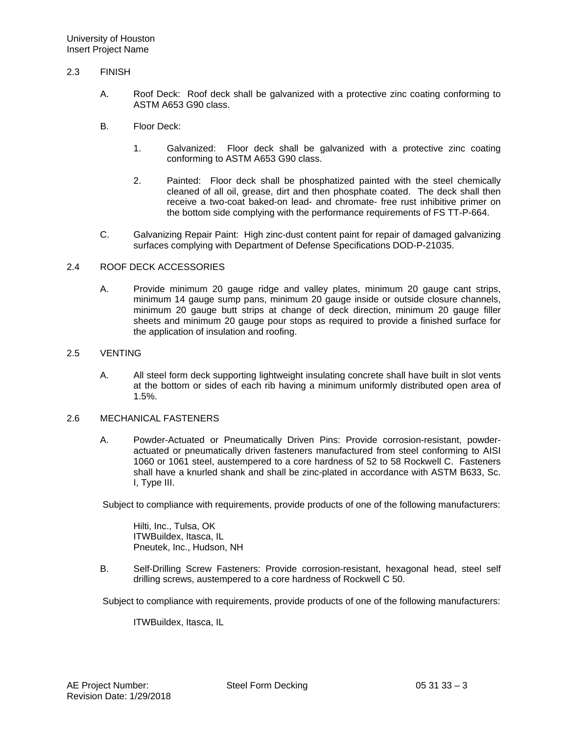## 2.3 FINISH

A. Roof Deck: Roof deck shall be galvanized with a protective zinc coating conforming to ASTM A653 G90 class.

B. Floor Deck:

1. Galvanized: Floor deck shall be galvanized with a protective zinc coating conforming to ASTM A653 G90 class.

2. Painted: Floor deck shall be phosphatized painted with the steel chemically cleaned of all oil, grease, dirt and then phosphate coated. The deck shall then receive a two-coat baked-on lead- and chromate- free rust inhibitive primer on the bottom side complying with the performance requirements of FS TT-P-664.

C. Galvanizing Repair Paint: High zinc-dust content paint for repair of damaged galvanizing surfaces complying with Department of Defense Specifications DOD-P-21035.

## 2.4 ROOF DECK ACCESSORIES

A. Provide minimum 20 gauge ridge and valley plates, minimum 20 gauge cant strips, minimum 14 gauge sump pans, minimum 20 gauge inside or outside closure channels, minimum 20 gauge butt strips at change of deck direction, minimum 20 gauge filler sheets and minimum 20 gauge pour stops as required to provide a finished surface for the application of insulation and roofing.

## 2.5 VENTING

A. All steel form deck supporting lightweight insulating concrete shall have built in slot vents at the bottom or sides of each rib having a minimum uniformly distributed open area of 1.5%.

## 2.6 MECHANICAL FASTENERS

A. Powder-Actuated or Pneumatically Driven Pins: Provide corrosion-resistant, powder-actuated or pneumatically driven fasteners manufactured from steel conforming to AISI 1060 or 1061 steel, austempered to a core hardness of 52 to 58 Rockwell C. Fasteners shall have a knurled shank and shall be zinc-plated in accordance with ASTM B633, Sc. I, Type III.

Subject to compliance with requirements, provide products of one of the following manufacturers:

Hilti, Inc., Tulsa, OK
ITWBuildex, Itasca, IL
Pneutek, Inc., Hudson, NH

B. Self-Drilling Screw Fasteners: Provide corrosion-resistant, hexagonal head, steel self drilling screws, austempered to a core hardness of Rockwell C 50.

Subject to compliance with requirements, provide products of one of the following manufacturers:

ITWBuildex, Itasca, IL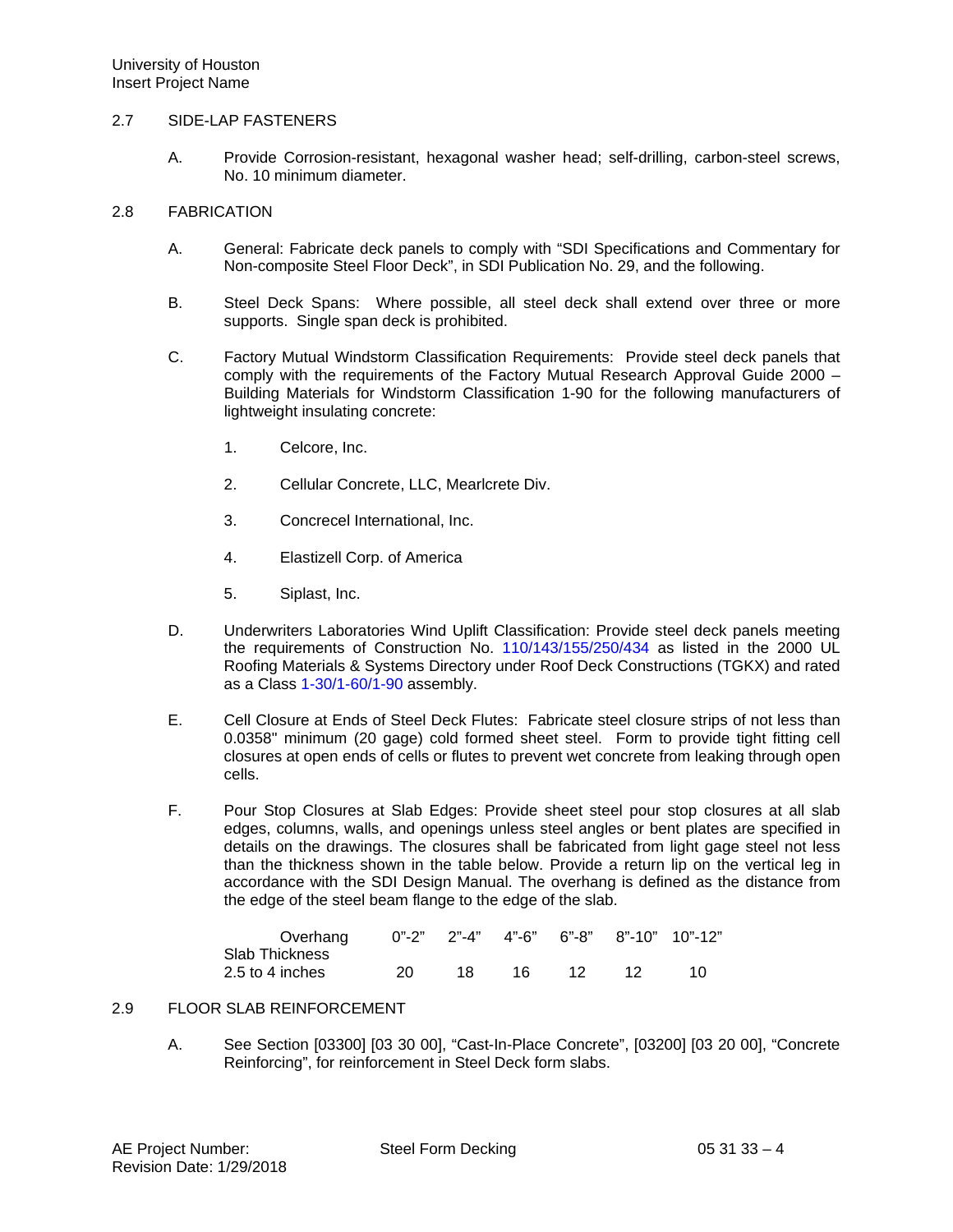## 2.7 SIDE-LAP FASTENERS

A. Provide Corrosion-resistant, hexagonal washer head; self-drilling, carbon-steel screws, No. 10 minimum diameter.

## 2.8 FABRICATION

A. General: Fabricate deck panels to comply with “SDI Specifications and Commentary for Non-composite Steel Floor Deck”, in SDI Publication No. 29, and the following.

B. Steel Deck Spans: Where possible, all steel deck shall extend over three or more supports. Single span deck is prohibited.

C. Factory Mutual Windstorm Classification Requirements: Provide steel deck panels that comply with the requirements of the Factory Mutual Research Approval Guide 2000 – Building Materials for Windstorm Classification 1-90 for the following manufacturers of lightweight insulating concrete:

1. Celcore, Inc.
2. Cellular Concrete, LLC, Mearlcrete Div.
3. Concrecel International, Inc.
4. Elastizell Corp. of America
5. Siplast, Inc.

D. Underwriters Laboratories Wind Uplift Classification: Provide steel deck panels meeting the requirements of Construction No. 110/143/155/250/434 as listed in the 2000 UL Roofing Materials & Systems Directory under Roof Deck Constructions (TGKX) and rated as a Class 1-30/1-60/1-90 assembly.

E. Cell Closure at Ends of Steel Deck Flutes: Fabricate steel closure strips of not less than 0.0358" minimum (20 gage) cold formed sheet steel. Form to provide tight fitting cell closures at open ends of cells or flutes to prevent wet concrete from leaking through open cells.

F. Pour Stop Closures at Slab Edges: Provide sheet steel pour stop closures at all slab edges, columns, walls, and openings unless steel angles or bent plates are specified in details on the drawings. The closures shall be fabricated from light gage steel not less than the thickness shown in the table below. Provide a return lip on the vertical leg in accordance with the SDI Design Manual. The overhang is defined as the distance from the edge of the steel beam flange to the edge of the slab.

| Overhang<br>Slab Thickness | 0”-2” | 2”-4” | 4”-6” | 6”-8” | 8”-10” | 10”-12” |
|---|---|---|---|---|---|---|
| 2.5 to 4 inches | 20 | 18 | 16 | 12 | 12 | 10 |

## 2.9 FLOOR SLAB REINFORCEMENT

A. See Section [03300] [03 30 00], “Cast-In-Place Concrete”, [03200] [03 20 00], “Concrete Reinforcing”, for reinforcement in Steel Deck form slabs.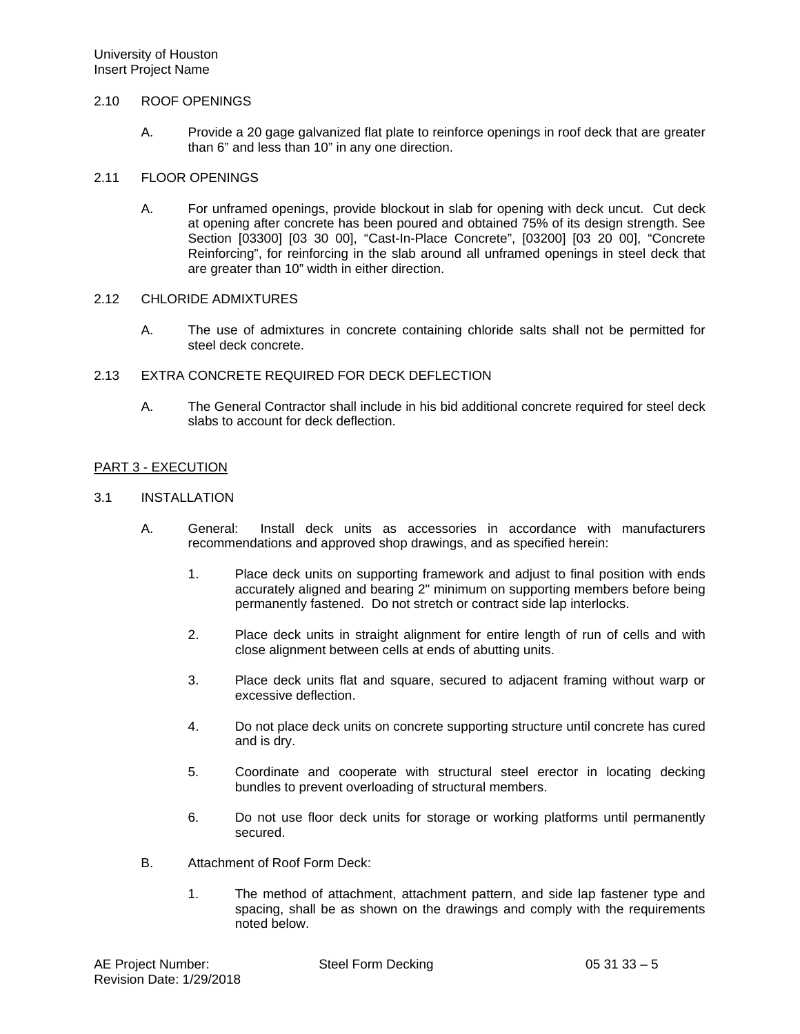## 2.10 ROOF OPENINGS

A. Provide a 20 gage galvanized flat plate to reinforce openings in roof deck that are greater than 6" and less than 10" in any one direction.

## 2.11 FLOOR OPENINGS

A. For unframed openings, provide blockout in slab for opening with deck uncut. Cut deck at opening after concrete has been poured and obtained 75% of its design strength. See Section [03300] [03 30 00], "Cast-In-Place Concrete", [03200] [03 20 00], "Concrete Reinforcing", for reinforcing in the slab around all unframed openings in steel deck that are greater than 10" width in either direction.

## 2.12 CHLORIDE ADMIXTURES

A. The use of admixtures in concrete containing chloride salts shall not be permitted for steel deck concrete.

## 2.13 EXTRA CONCRETE REQUIRED FOR DECK DEFLECTION

A. The General Contractor shall include in his bid additional concrete required for steel deck slabs to account for deck deflection.

# PART 3 - EXECUTION

## 3.1 INSTALLATION

A. General: Install deck units as accessories in accordance with manufacturers recommendations and approved shop drawings, and as specified herein:

1. Place deck units on supporting framework and adjust to final position with ends accurately aligned and bearing 2" minimum on supporting members before being permanently fastened. Do not stretch or contract side lap interlocks.
2. Place deck units in straight alignment for entire length of run of cells and with close alignment between cells at ends of abutting units.
3. Place deck units flat and square, secured to adjacent framing without warp or excessive deflection.
4. Do not place deck units on concrete supporting structure until concrete has cured and is dry.
5. Coordinate and cooperate with structural steel erector in locating decking bundles to prevent overloading of structural members.
6. Do not use floor deck units for storage or working platforms until permanently secured.

B. Attachment of Roof Form Deck:

1. The method of attachment, attachment pattern, and side lap fastener type and spacing, shall be as shown on the drawings and comply with the requirements noted below.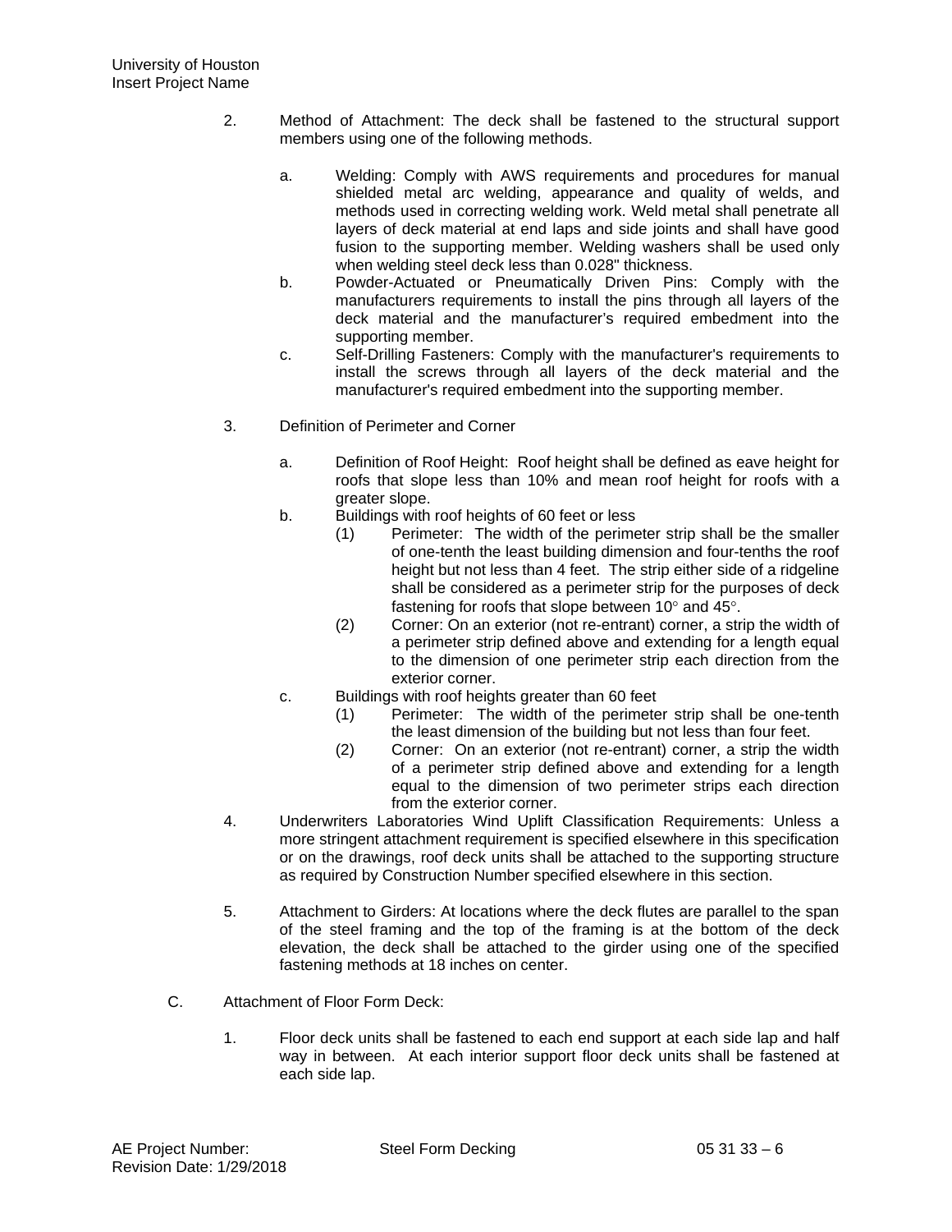2. Method of Attachment: The deck shall be fastened to the structural support members using one of the following methods.

   a. Welding: Comply with AWS requirements and procedures for manual shielded metal arc welding, appearance and quality of welds, and methods used in correcting welding work. Weld metal shall penetrate all layers of deck material at end laps and side joints and shall have good fusion to the supporting member. Welding washers shall be used only when welding steel deck less than 0.028" thickness.
   b. Powder-Actuated or Pneumatically Driven Pins: Comply with the manufacturers requirements to install the pins through all layers of the deck material and the manufacturer's required embedment into the supporting member.
   c. Self-Drilling Fasteners: Comply with the manufacturer's requirements to install the screws through all layers of the deck material and the manufacturer's required embedment into the supporting member.

3. Definition of Perimeter and Corner

   a. Definition of Roof Height: Roof height shall be defined as eave height for roofs that slope less than 10% and mean roof height for roofs with a greater slope.
   b. Buildings with roof heights of 60 feet or less
      (1) Perimeter: The width of the perimeter strip shall be the smaller of one-tenth the least building dimension and four-tenths the roof height but not less than 4 feet. The strip either side of a ridgeline shall be considered as a perimeter strip for the purposes of deck fastening for roofs that slope between 10° and 45°.
      (2) Corner: On an exterior (not re-entrant) corner, a strip the width of a perimeter strip defined above and extending for a length equal to the dimension of one perimeter strip each direction from the exterior corner.
   c. Buildings with roof heights greater than 60 feet
      (1) Perimeter: The width of the perimeter strip shall be one-tenth the least dimension of the building but not less than four feet.
      (2) Corner: On an exterior (not re-entrant) corner, a strip the width of a perimeter strip defined above and extending for a length equal to the dimension of two perimeter strips each direction from the exterior corner.

4. Underwriters Laboratories Wind Uplift Classification Requirements: Unless a more stringent attachment requirement is specified elsewhere in this specification or on the drawings, roof deck units shall be attached to the supporting structure as required by Construction Number specified elsewhere in this section.

5. Attachment to Girders: At locations where the deck flutes are parallel to the span of the steel framing and the top of the framing is at the bottom of the deck elevation, the deck shall be attached to the girder using one of the specified fastening methods at 18 inches on center.

C. Attachment of Floor Form Deck:

1. Floor deck units shall be fastened to each end support at each side lap and half way in between. At each interior support floor deck units shall be fastened at each side lap.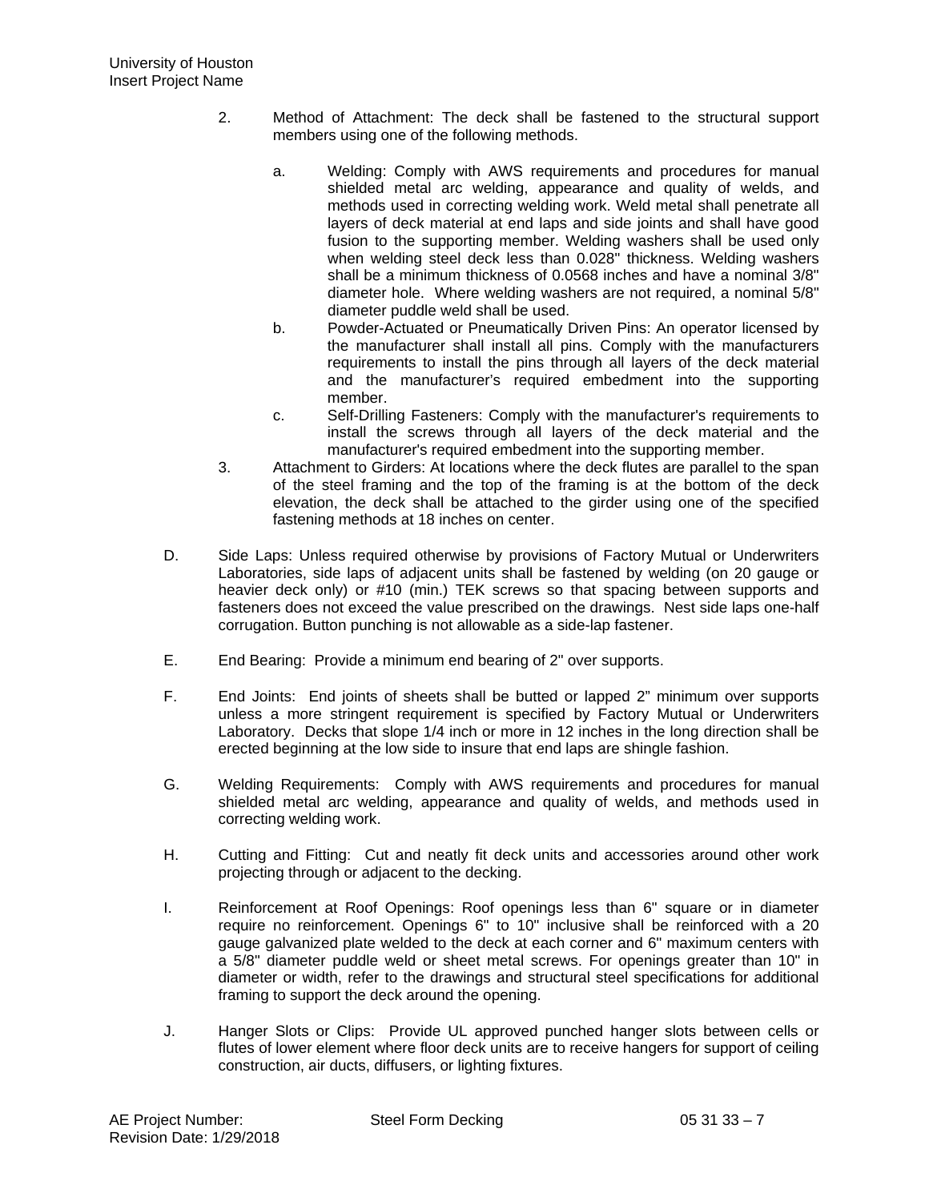2. Method of Attachment: The deck shall be fastened to the structural support members using one of the following methods.

   a. Welding: Comply with AWS requirements and procedures for manual shielded metal arc welding, appearance and quality of welds, and methods used in correcting welding work. Weld metal shall penetrate all layers of deck material at end laps and side joints and shall have good fusion to the supporting member. Welding washers shall be used only when welding steel deck less than 0.028" thickness. Welding washers shall be a minimum thickness of 0.0568 inches and have a nominal 3/8" diameter hole. Where welding washers are not required, a nominal 5/8" diameter puddle weld shall be used.
   b. Powder-Actuated or Pneumatically Driven Pins: An operator licensed by the manufacturer shall install all pins. Comply with the manufacturers requirements to install the pins through all layers of the deck material and the manufacturer's required embedment into the supporting member.
   c. Self-Drilling Fasteners: Comply with the manufacturer's requirements to install the screws through all layers of the deck material and the manufacturer's required embedment into the supporting member.

3. Attachment to Girders: At locations where the deck flutes are parallel to the span of the steel framing and the top of the framing is at the bottom of the deck elevation, the deck shall be attached to the girder using one of the specified fastening methods at 18 inches on center.

D. Side Laps: Unless required otherwise by provisions of Factory Mutual or Underwriters Laboratories, side laps of adjacent units shall be fastened by welding (on 20 gauge or heavier deck only) or #10 (min.) TEK screws so that spacing between supports and fasteners does not exceed the value prescribed on the drawings. Nest side laps one-half corrugation. Button punching is not allowable as a side-lap fastener.

E. End Bearing: Provide a minimum end bearing of 2" over supports.

F. End Joints: End joints of sheets shall be butted or lapped 2" minimum over supports unless a more stringent requirement is specified by Factory Mutual or Underwriters Laboratory. Decks that slope 1/4 inch or more in 12 inches in the long direction shall be erected beginning at the low side to insure that end laps are shingle fashion.

G. Welding Requirements: Comply with AWS requirements and procedures for manual shielded metal arc welding, appearance and quality of welds, and methods used in correcting welding work.

H. Cutting and Fitting: Cut and neatly fit deck units and accessories around other work projecting through or adjacent to the decking.

I. Reinforcement at Roof Openings: Roof openings less than 6" square or in diameter require no reinforcement. Openings 6" to 10" inclusive shall be reinforced with a 20 gauge galvanized plate welded to the deck at each corner and 6" maximum centers with a 5/8" diameter puddle weld or sheet metal screws. For openings greater than 10" in diameter or width, refer to the drawings and structural steel specifications for additional framing to support the deck around the opening.

J. Hanger Slots or Clips: Provide UL approved punched hanger slots between cells or flutes of lower element where floor deck units are to receive hangers for support of ceiling construction, air ducts, diffusers, or lighting fixtures.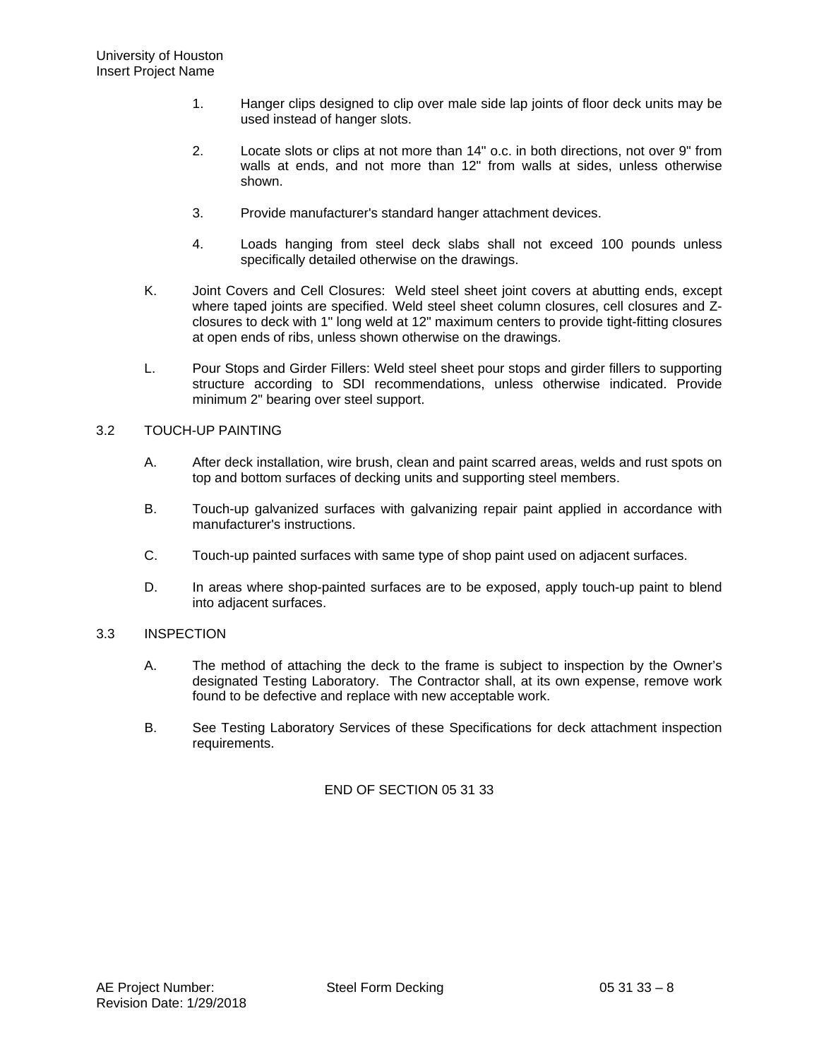1. Hanger clips designed to clip over male side lap joints of floor deck units may be used instead of hanger slots.

2. Locate slots or clips at not more than 14" o.c. in both directions, not over 9" from walls at ends, and not more than 12" from walls at sides, unless otherwise shown.

3. Provide manufacturer's standard hanger attachment devices.

4. Loads hanging from steel deck slabs shall not exceed 100 pounds unless specifically detailed otherwise on the drawings.

K. Joint Covers and Cell Closures: Weld steel sheet joint covers at abutting ends, except where taped joints are specified. Weld steel sheet column closures, cell closures and Z-closures to deck with 1" long weld at 12" maximum centers to provide tight-fitting closures at open ends of ribs, unless shown otherwise on the drawings.

L. Pour Stops and Girder Fillers: Weld steel sheet pour stops and girder fillers to supporting structure according to SDI recommendations, unless otherwise indicated. Provide minimum 2" bearing over steel support.

## 3.2 TOUCH-UP PAINTING

A. After deck installation, wire brush, clean and paint scarred areas, welds and rust spots on top and bottom surfaces of decking units and supporting steel members.

B. Touch-up galvanized surfaces with galvanizing repair paint applied in accordance with manufacturer's instructions.

C. Touch-up painted surfaces with same type of shop paint used on adjacent surfaces.

D. In areas where shop-painted surfaces are to be exposed, apply touch-up paint to blend into adjacent surfaces.

## 3.3 INSPECTION

A. The method of attaching the deck to the frame is subject to inspection by the Owner's designated Testing Laboratory. The Contractor shall, at its own expense, remove work found to be defective and replace with new acceptable work.

B. See Testing Laboratory Services of these Specifications for deck attachment inspection requirements.

END OF SECTION 05 31 33